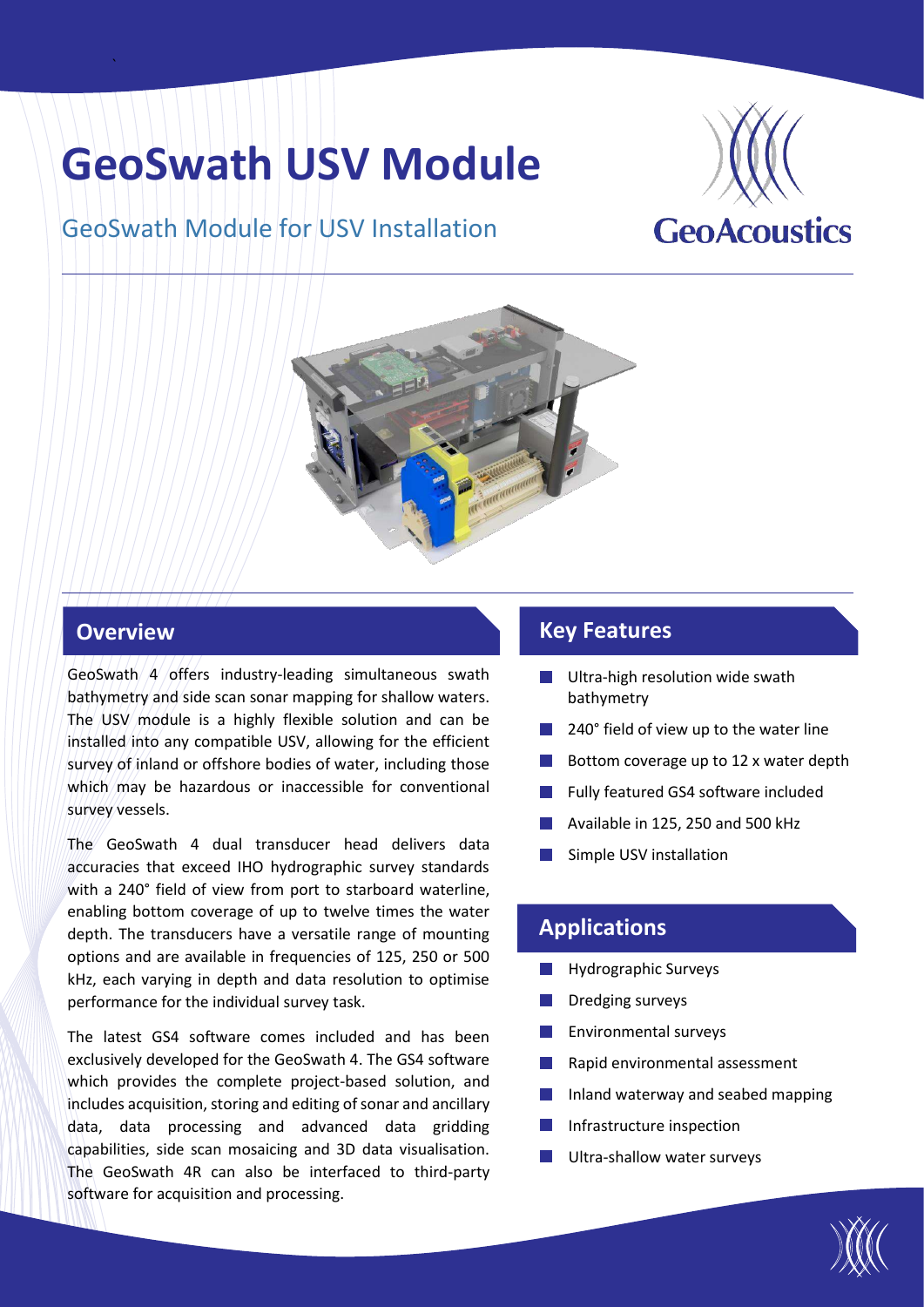# GeoSwath USV Module

GeoSwath Module for USV Installation

GeoAcoustics

## Overview

GeoSwath 4 offers industry-leading simultaneous swath bathymetry and side scan sonar mapping for shallow waters. The USV module is a highly flexible solution and can be installed into any compatible USV, allowing for the efficient survey of inland or offshore bodies of water, including those which may be hazardous or inaccessible for conventional survey vessels.

The GeoSwath 4 dual transducer head delivers data accuracies that exceed IHO hydrographic survey standards with a 240° field of view from port to starboard waterline, enabling bottom coverage of up to twelve times the water depth. The transducers have a versatile range of mounting options and are available in frequencies of 125, 250 or 500 kHz, each varying in depth and data resolution to optimise performance for the individual survey task.

The latest GS4 software comes included and has been exclusively developed for the GeoSwath 4. The GS4 software which provides the complete project-based solution, and includes acquisition, storing and editing of sonar and ancillary data, data processing and advanced data gridding capabilities, side scan mosaicing and 3D data visualisation. The GeoSwath 4R can also be interfaced to third-party software for acquisition and processing.

## Key Features

- Ultra-high resolution wide swath bathymetry
- 240° field of view up to the water line
- Bottom coverage up to 12 x water depth
- Fully featured GS4 software included
- Available in 125, 250 and 500 kHz
- Simple USV installation

## Applications

- Hydrographic Surveys
- Dredging surveys
- Environmental surveys
- Rapid environmental assessment
- Inland waterway and seabed mapping
- Infrastructure inspection
- Ultra-shallow water surveys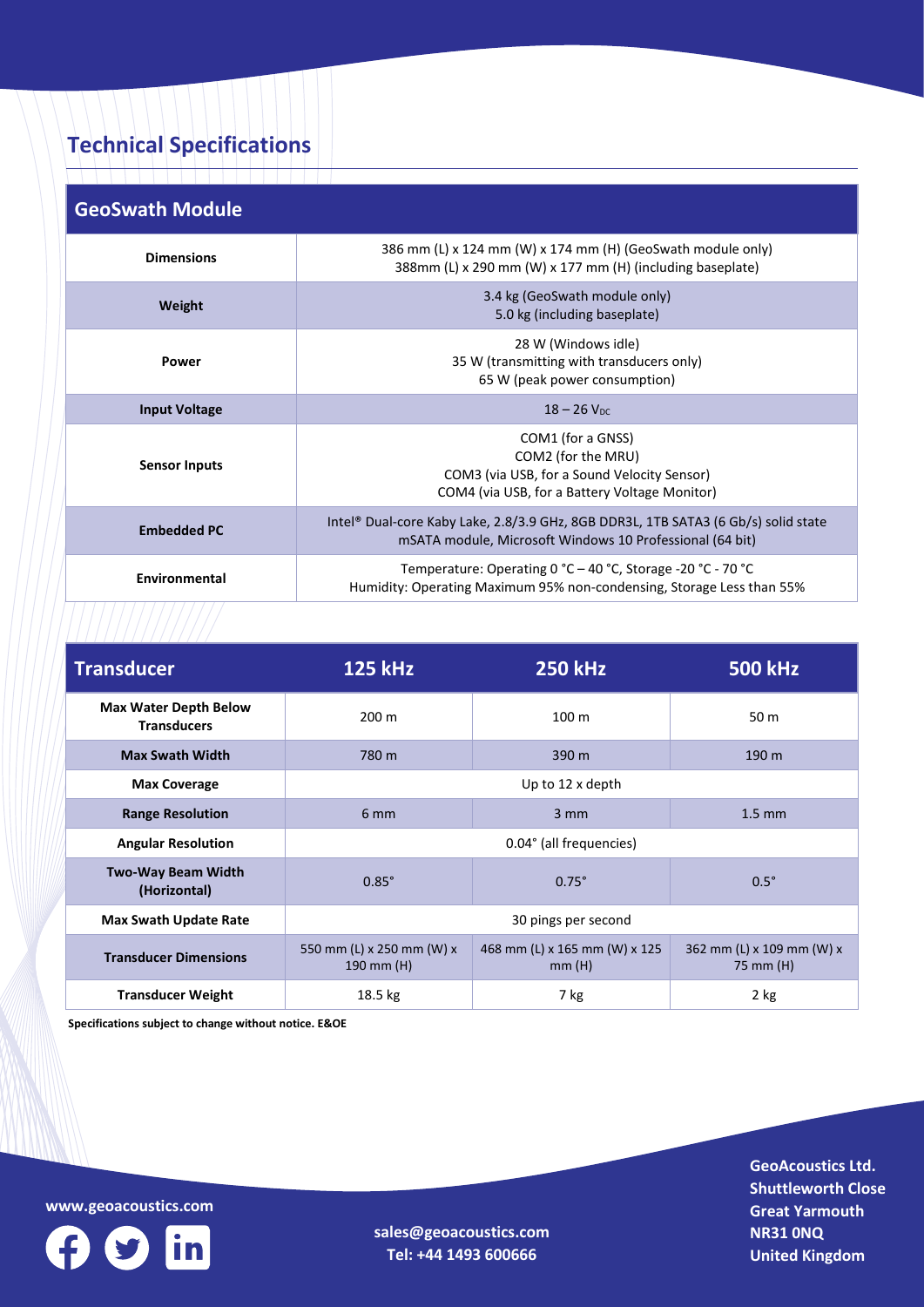## Technical Specifications

| GeoSwath Module | |
|---|---|
| **Dimensions** | 386 mm (L) x 124 mm (W) x 174 mm (H) (GeoSwath module only)<br>388mm (L) x 290 mm (W) x 177 mm (H) (including baseplate) |
| **Weight** | 3.4 kg (GeoSwath module only)<br>5.0 kg (including baseplate) |
| **Power** | 28 W (Windows idle)<br>35 W (transmitting with transducers only)<br>65 W (peak power consumption) |
| **Input Voltage** | 18 – 26 $V_{DC}$ |
| **Sensor Inputs** | COM1 (for a GNSS)<br>COM2 (for the MRU)<br>COM3 (via USB, for a Sound Velocity Sensor)<br>COM4 (via USB, for a Battery Voltage Monitor) |
| **Embedded PC** | Intel® Dual-core Kaby Lake, 2.8/3.9 GHz, 8GB DDR3L, 1TB SATA3 (6 Gb/s) solid state mSATA module, Microsoft Windows 10 Professional (64 bit) |
| **Environmental** | Temperature: Operating 0 °C – 40 °C, Storage -20 °C - 70 °C<br>Humidity: Operating Maximum 95% non-condensing, Storage Less than 55% |

| Transducer | 125 kHz | 250 kHz | 500 kHz |
|---|---|---|---|
| **Max Water Depth Below Transducers** | 200 m | 100 m | 50 m |
| **Max Swath Width** | 780 m | 390 m | 190 m |
| **Max Coverage** | Up to 12 x depth | | |
| **Range Resolution** | 6 mm | 3 mm | 1.5 mm |
| **Angular Resolution** | 0.04° (all frequencies) | | |
| **Two-Way Beam Width (Horizontal)** | 0.85° | 0.75° | 0.5° |
| **Max Swath Update Rate** | 30 pings per second | | |
| **Transducer Dimensions** | 550 mm (L) x 250 mm (W) x 190 mm (H) | 468 mm (L) x 165 mm (W) x 125 mm (H) | 362 mm (L) x 109 mm (W) x 75 mm (H) |
| **Transducer Weight** | 18.5 kg | 7 kg | 2 kg |

**Specifications subject to change without notice. E&OE**

**www.geoacoustics.com**

**sales@geoacoustics.com**
**Tel: +44 1493 600666**

**GeoAcoustics Ltd.**
**Shuttleworth Close**
**Great Yarmouth**
**NR31 0NQ**
**United Kingdom**